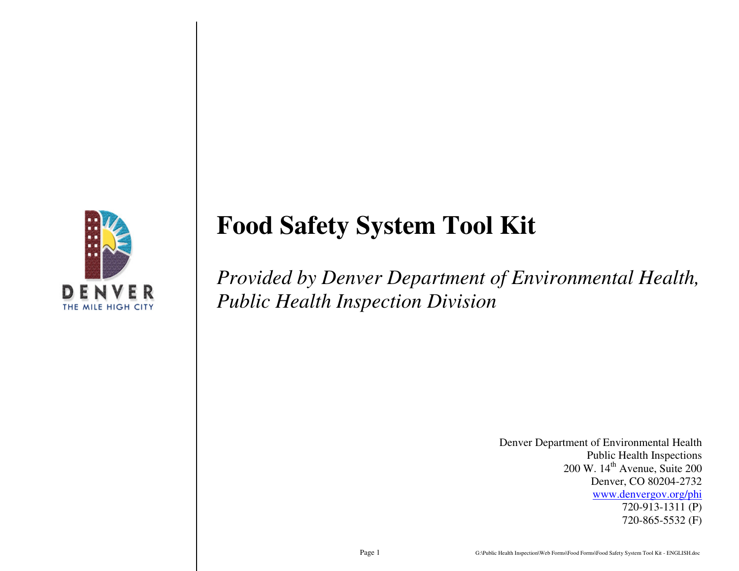DENVER
THE MILE HIGH CITY

# Food Safety System Tool Kit

*Provided by Denver Department of Environmental Health, Public Health Inspection Division*

Denver Department of Environmental Health
Public Health Inspections
200 W. 14th Avenue, Suite 200
Denver, CO 80204-2732
www.denvergov.org/phi
720-913-1311 (P)
720-865-5532 (F)

G:\Public Health Inspection\Web Forms\Food Forms\Food Safety System Tool Kit - ENGLISH.doc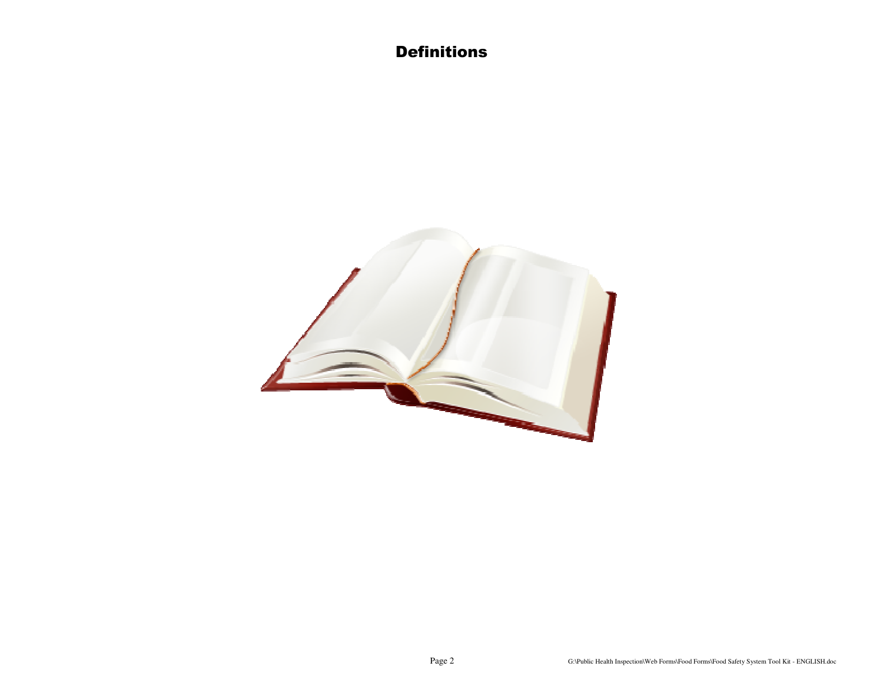# Definitions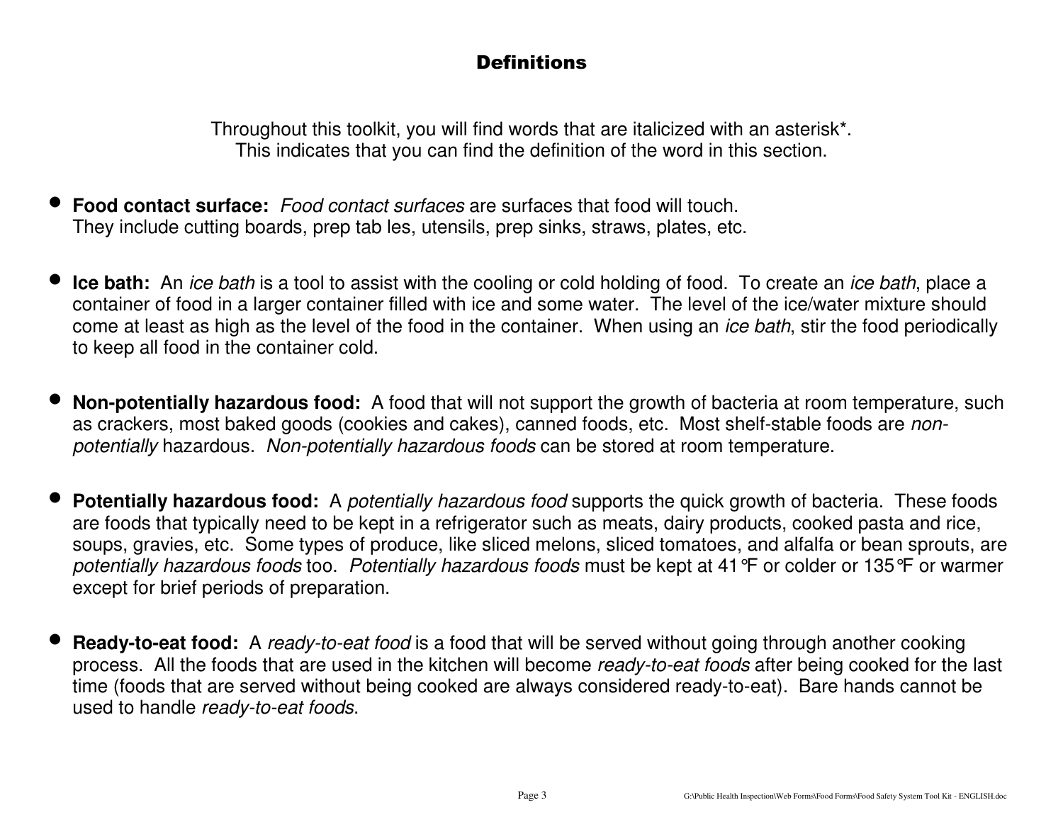# Definitions

Throughout this toolkit, you will find words that are italicized with an asterisk*.
This indicates that you can find the definition of the word in this section.

- **Food contact surface:** *Food contact surfaces* are surfaces that food will touch. They include cutting boards, prep tab les, utensils, prep sinks, straws, plates, etc.

- **Ice bath:** An *ice bath* is a tool to assist with the cooling or cold holding of food. To create an *ice bath*, place a container of food in a larger container filled with ice and some water. The level of the ice/water mixture should come at least as high as the level of the food in the container. When using an *ice bath*, stir the food periodically to keep all food in the container cold.

- **Non-potentially hazardous food:** A food that will not support the growth of bacteria at room temperature, such as crackers, most baked goods (cookies and cakes), canned foods, etc. Most shelf-stable foods are *non-potentially* hazardous. *Non-potentially hazardous foods* can be stored at room temperature.

- **Potentially hazardous food:** A *potentially hazardous food* supports the quick growth of bacteria. These foods are foods that typically need to be kept in a refrigerator such as meats, dairy products, cooked pasta and rice, soups, gravies, etc. Some types of produce, like sliced melons, sliced tomatoes, and alfalfa or bean sprouts, are *potentially hazardous foods* too. *Potentially hazardous foods* must be kept at 41°F or colder or 135°F or warmer except for brief periods of preparation.

- **Ready-to-eat food:** A *ready-to-eat food* is a food that will be served without going through another cooking process. All the foods that are used in the kitchen will become *ready-to-eat foods* after being cooked for the last time (foods that are served without being cooked are always considered ready-to-eat). Bare hands cannot be used to handle *ready-to-eat foods*.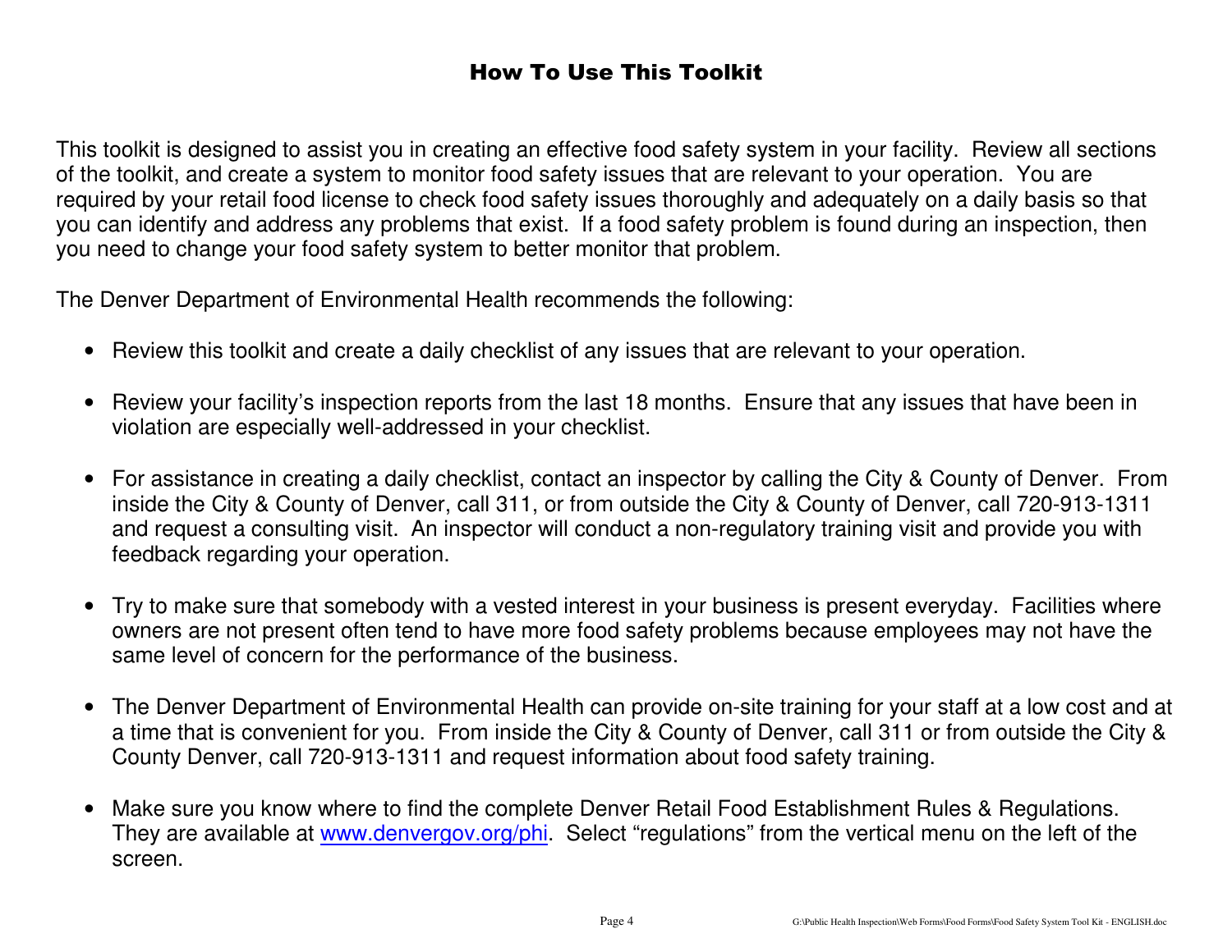# How To Use This Toolkit

This toolkit is designed to assist you in creating an effective food safety system in your facility. Review all sections of the toolkit, and create a system to monitor food safety issues that are relevant to your operation. You are required by your retail food license to check food safety issues thoroughly and adequately on a daily basis so that you can identify and address any problems that exist. If a food safety problem is found during an inspection, then you need to change your food safety system to better monitor that problem.

The Denver Department of Environmental Health recommends the following:

- Review this toolkit and create a daily checklist of any issues that are relevant to your operation.
- Review your facility's inspection reports from the last 18 months. Ensure that any issues that have been in violation are especially well-addressed in your checklist.
- For assistance in creating a daily checklist, contact an inspector by calling the City & County of Denver. From inside the City & County of Denver, call 311, or from outside the City & County of Denver, call 720-913-1311 and request a consulting visit. An inspector will conduct a non-regulatory training visit and provide you with feedback regarding your operation.
- Try to make sure that somebody with a vested interest in your business is present everyday. Facilities where owners are not present often tend to have more food safety problems because employees may not have the same level of concern for the performance of the business.
- The Denver Department of Environmental Health can provide on-site training for your staff at a low cost and at a time that is convenient for you. From inside the City & County of Denver, call 311 or from outside the City & County Denver, call 720-913-1311 and request information about food safety training.
- Make sure you know where to find the complete Denver Retail Food Establishment Rules & Regulations. They are available at www.denvergov.org/phi. Select "regulations" from the vertical menu on the left of the screen.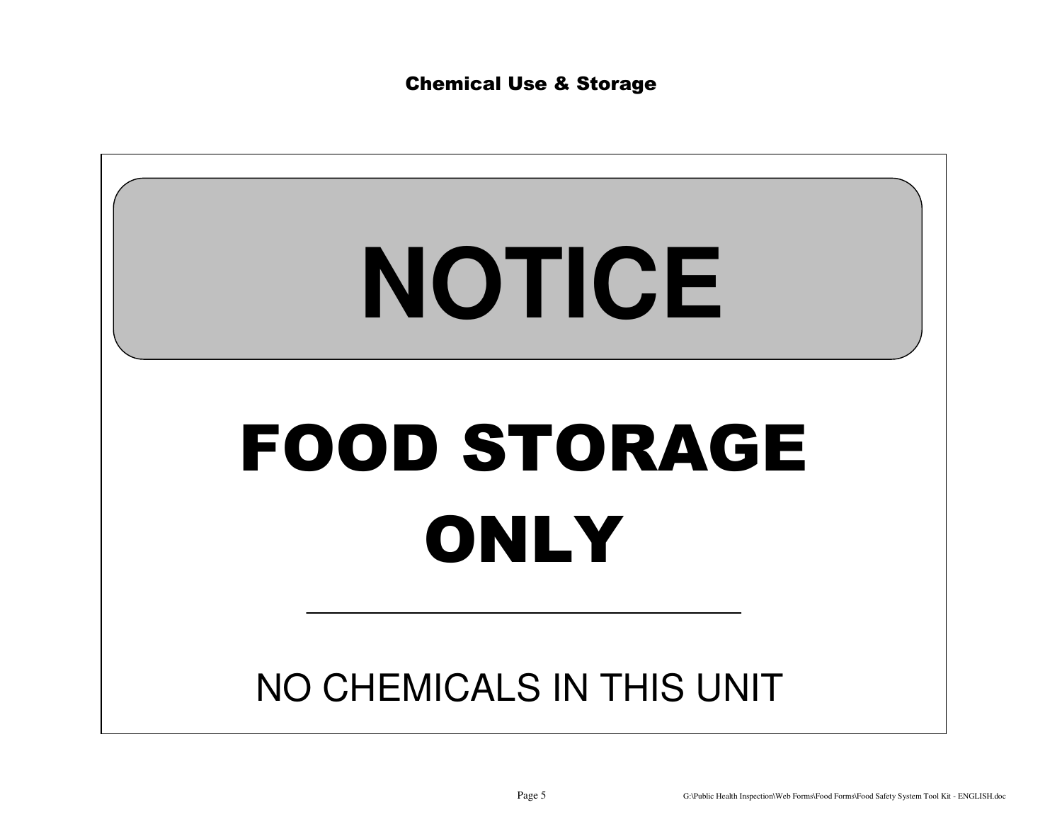## Chemical Use & Storage

# NOTICE

# FOOD STORAGE ONLY

---

NO CHEMICALS IN THIS UNIT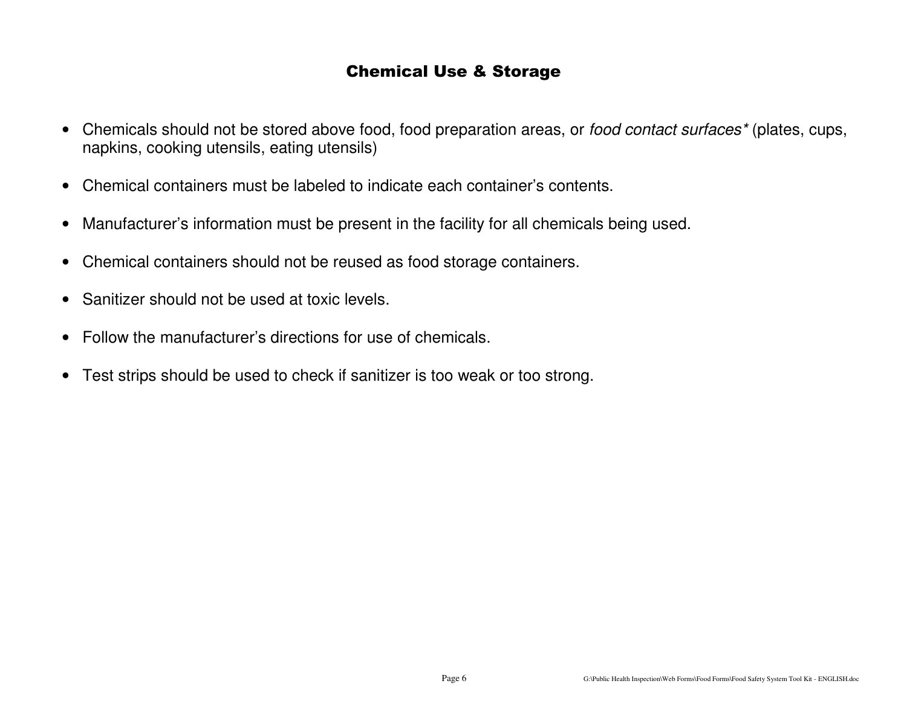## Chemical Use & Storage

- Chemicals should not be stored above food, food preparation areas, or *food contact surfaces** (plates, cups, napkins, cooking utensils, eating utensils)
- Chemical containers must be labeled to indicate each container's contents.
- Manufacturer's information must be present in the facility for all chemicals being used.
- Chemical containers should not be reused as food storage containers.
- Sanitizer should not be used at toxic levels.
- Follow the manufacturer's directions for use of chemicals.
- Test strips should be used to check if sanitizer is too weak or too strong.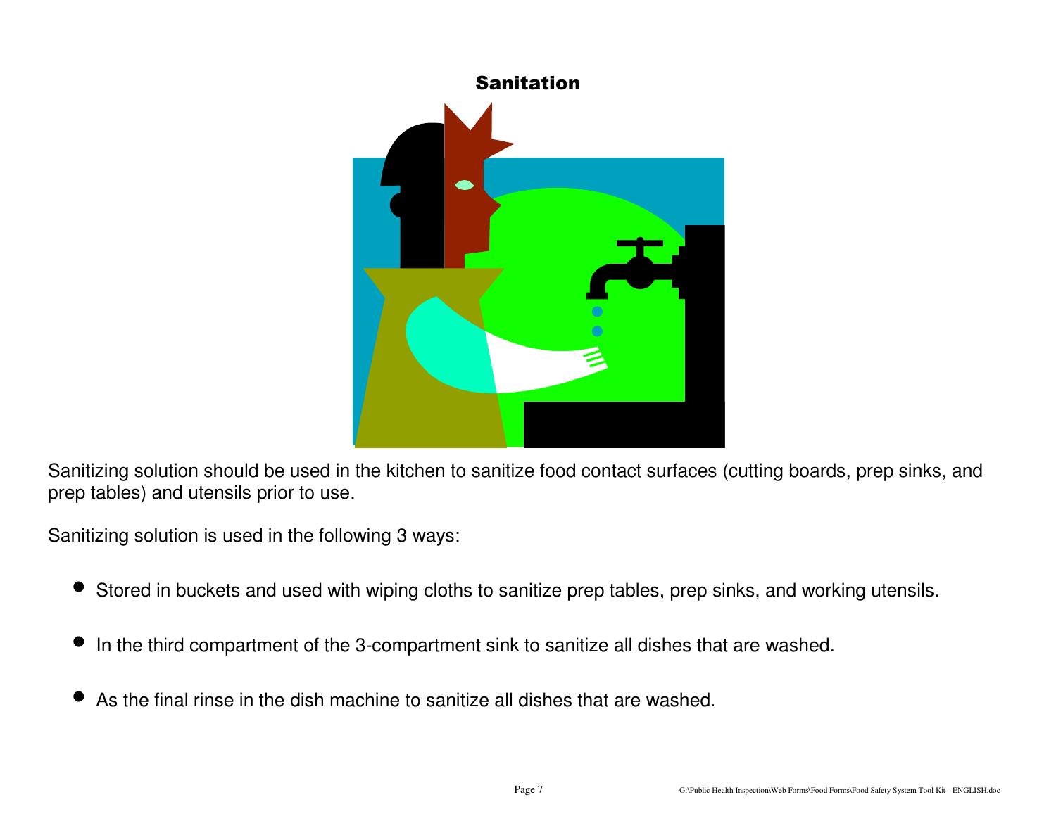# Sanitation

Sanitizing solution should be used in the kitchen to sanitize food contact surfaces (cutting boards, prep sinks, and prep tables) and utensils prior to use.

Sanitizing solution is used in the following 3 ways:

- Stored in buckets and used with wiping cloths to sanitize prep tables, prep sinks, and working utensils.
- In the third compartment of the 3-compartment sink to sanitize all dishes that are washed.
- As the final rinse in the dish machine to sanitize all dishes that are washed.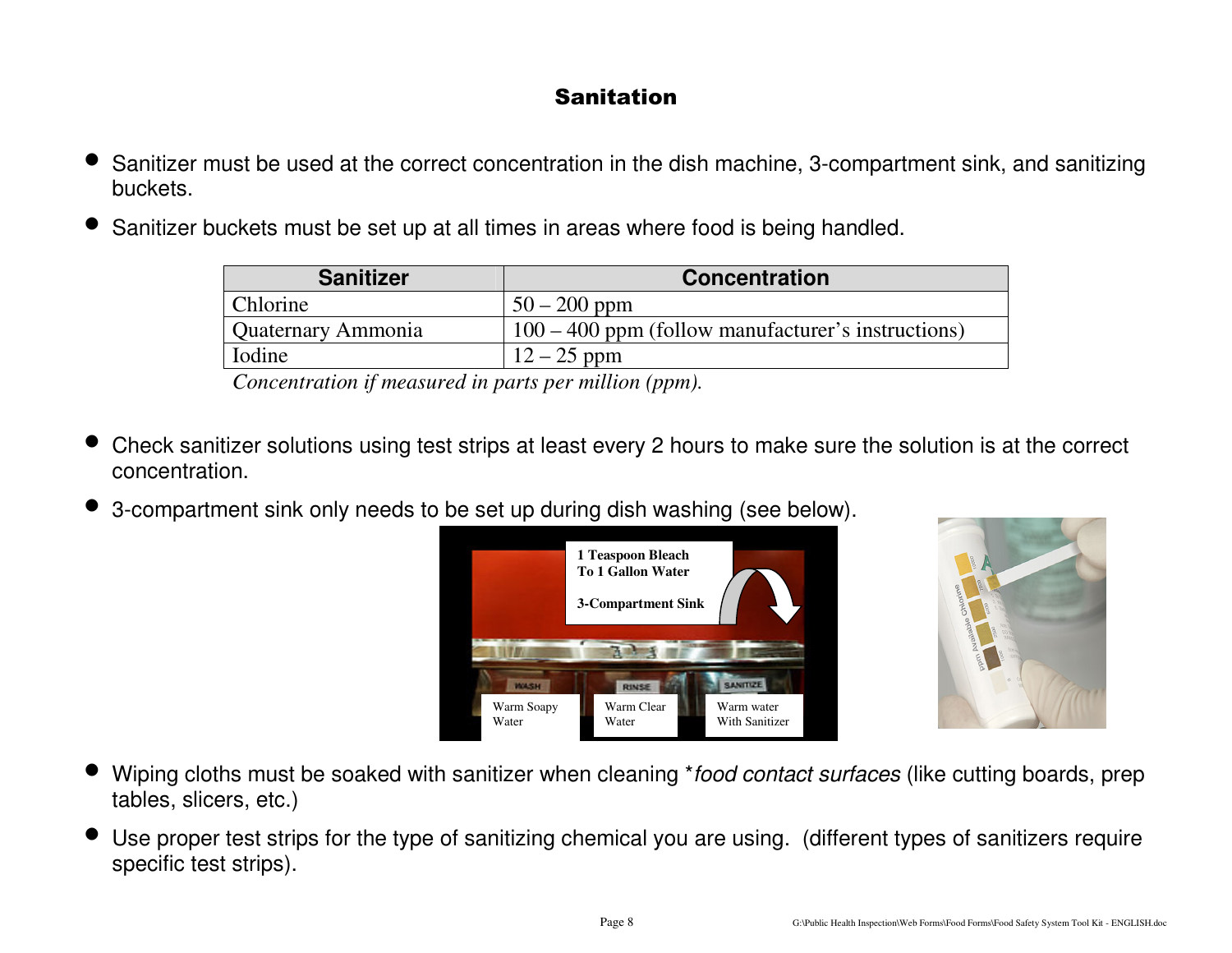# Sanitation

- Sanitizer must be used at the correct concentration in the dish machine, 3-compartment sink, and sanitizing buckets.
- Sanitizer buckets must be set up at all times in areas where food is being handled.

| Sanitizer | Concentration |
|---|---|
| Chlorine | 50 – 200 ppm |
| Quaternary Ammonia | 100 – 400 ppm (follow manufacturer's instructions) |
| Iodine | 12 – 25 ppm |

*Concentration if measured in parts per million (ppm).*

- Check sanitizer solutions using test strips at least every 2 hours to make sure the solution is at the correct concentration.
- 3-compartment sink only needs to be set up during dish washing (see below).

1 Teaspoon Bleach To 1 Gallon Water

3-Compartment Sink

Warm Soapy Water | Warm Clear Water | Warm water With Sanitizer

- Wiping cloths must be soaked with sanitizer when cleaning *\*food contact surfaces* (like cutting boards, prep tables, slicers, etc.)
- Use proper test strips for the type of sanitizing chemical you are using. (different types of sanitizers require specific test strips).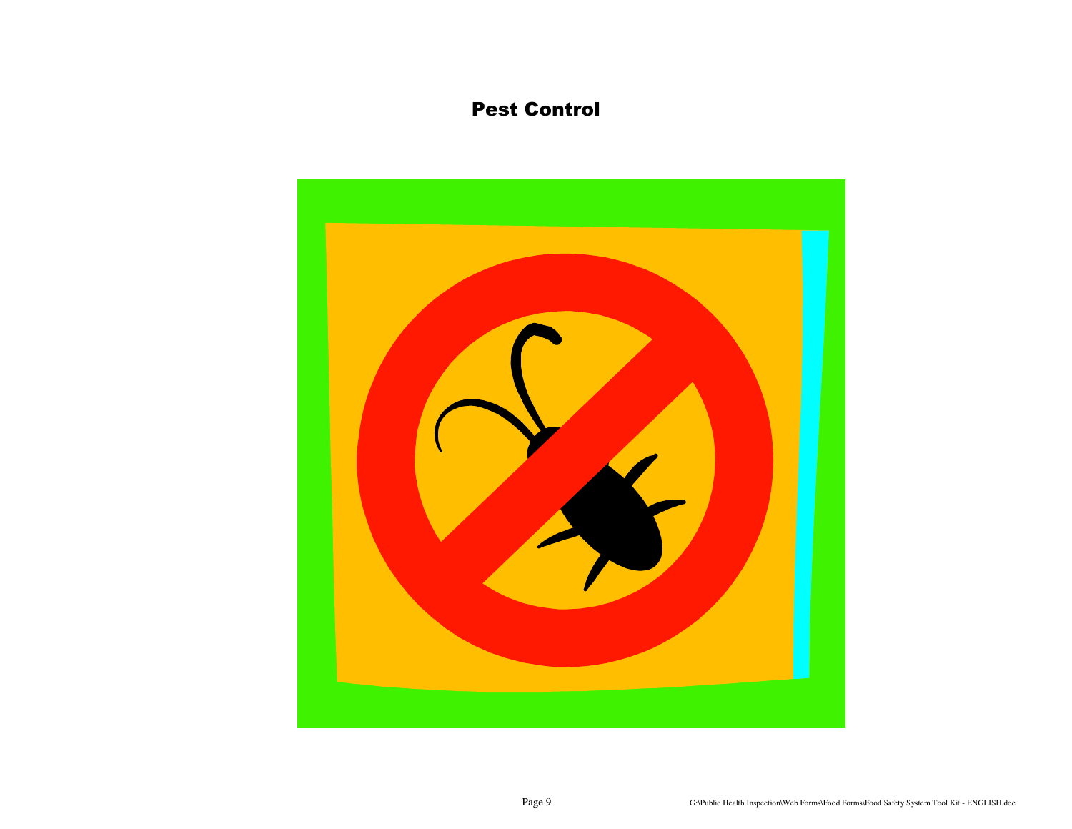# Pest Control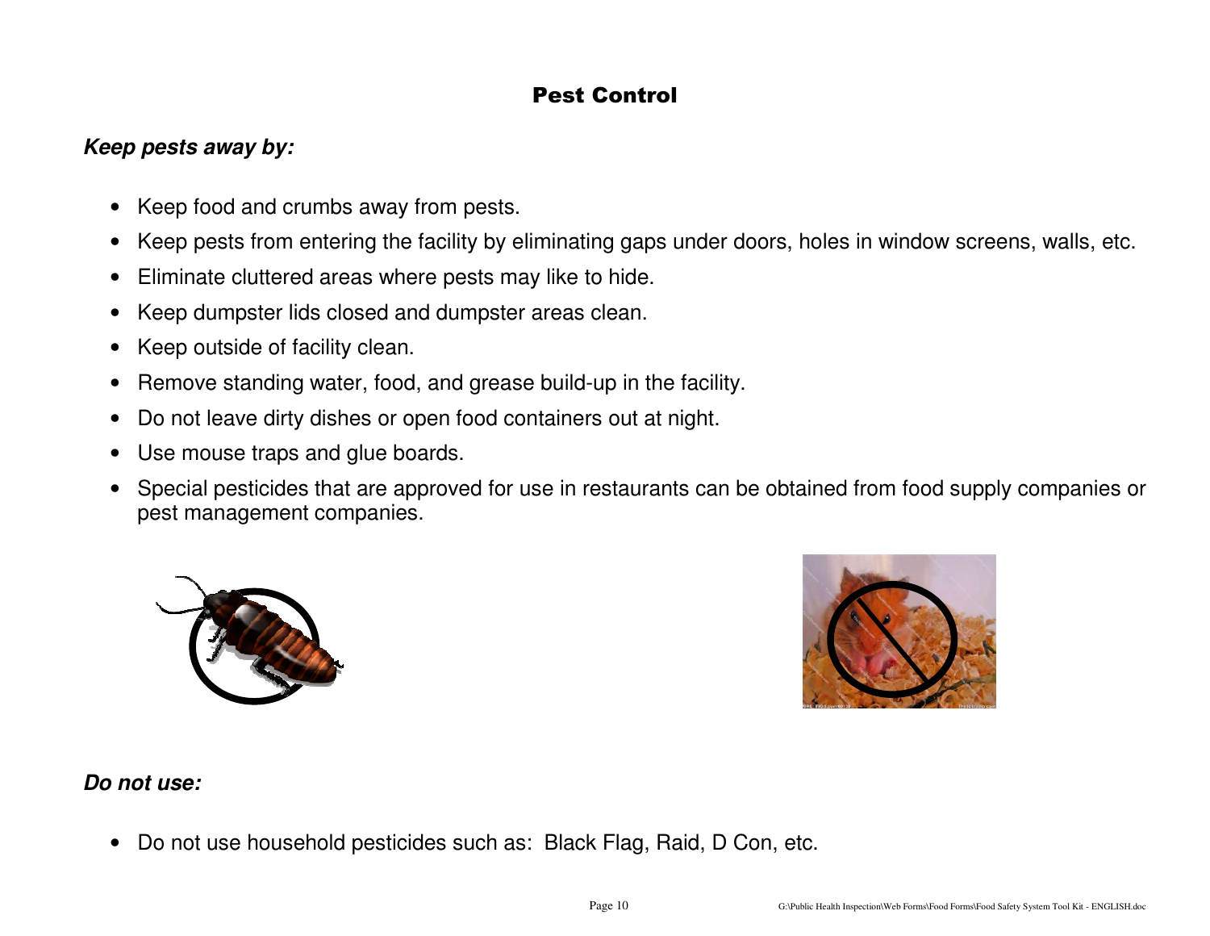# Pest Control

***Keep pests away by:***

- Keep food and crumbs away from pests.
- Keep pests from entering the facility by eliminating gaps under doors, holes in window screens, walls, etc.
- Eliminate cluttered areas where pests may like to hide.
- Keep dumpster lids closed and dumpster areas clean.
- Keep outside of facility clean.
- Remove standing water, food, and grease build-up in the facility.
- Do not leave dirty dishes or open food containers out at night.
- Use mouse traps and glue boards.
- Special pesticides that are approved for use in restaurants can be obtained from food supply companies or pest management companies.

***Do not use:***

- Do not use household pesticides such as: Black Flag, Raid, D Con, etc.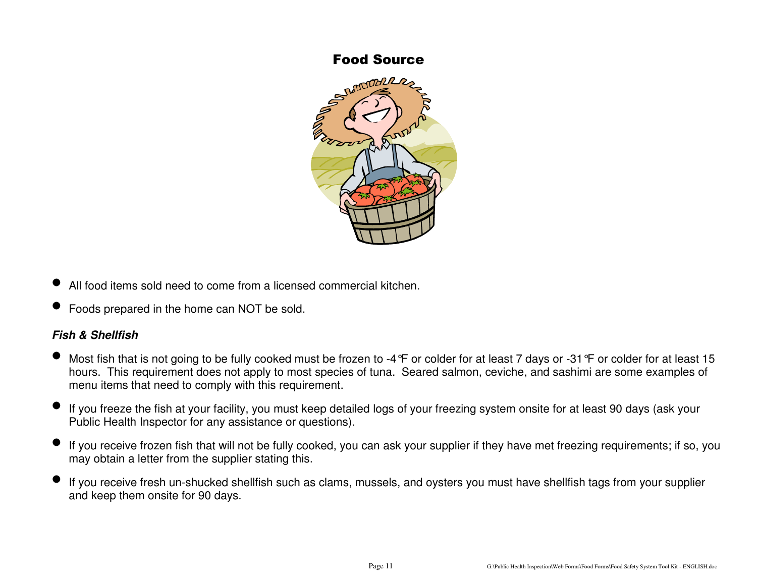# Food Source

- All food items sold need to come from a licensed commercial kitchen.
- Foods prepared in the home can NOT be sold.

### ***Fish & Shellfish***

- Most fish that is not going to be fully cooked must be frozen to -4°F or colder for at least 7 days or -31°F or colder for at least 15 hours. This requirement does not apply to most species of tuna. Seared salmon, ceviche, and sashimi are some examples of menu items that need to comply with this requirement.
- If you freeze the fish at your facility, you must keep detailed logs of your freezing system onsite for at least 90 days (ask your Public Health Inspector for any assistance or questions).
- If you receive frozen fish that will not be fully cooked, you can ask your supplier if they have met freezing requirements; if so, you may obtain a letter from the supplier stating this.
- If you receive fresh un-shucked shellfish such as clams, mussels, and oysters you must have shellfish tags from your supplier and keep them onsite for 90 days.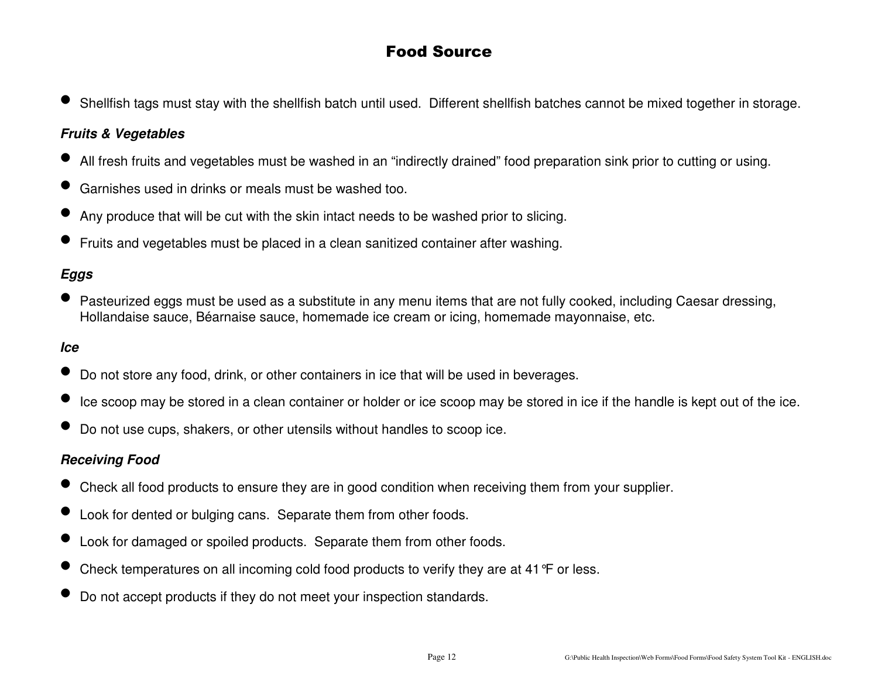## Food Source

- Shellfish tags must stay with the shellfish batch until used. Different shellfish batches cannot be mixed together in storage.

***Fruits & Vegetables***

- All fresh fruits and vegetables must be washed in an "indirectly drained" food preparation sink prior to cutting or using.
- Garnishes used in drinks or meals must be washed too.
- Any produce that will be cut with the skin intact needs to be washed prior to slicing.
- Fruits and vegetables must be placed in a clean sanitized container after washing.

***Eggs***

- Pasteurized eggs must be used as a substitute in any menu items that are not fully cooked, including Caesar dressing, Hollandaise sauce, Béarnaise sauce, homemade ice cream or icing, homemade mayonnaise, etc.

***Ice***

- Do not store any food, drink, or other containers in ice that will be used in beverages.
- Ice scoop may be stored in a clean container or holder or ice scoop may be stored in ice if the handle is kept out of the ice.
- Do not use cups, shakers, or other utensils without handles to scoop ice.

***Receiving Food***

- Check all food products to ensure they are in good condition when receiving them from your supplier.
- Look for dented or bulging cans. Separate them from other foods.
- Look for damaged or spoiled products. Separate them from other foods.
- Check temperatures on all incoming cold food products to verify they are at 41°F or less.
- Do not accept products if they do not meet your inspection standards.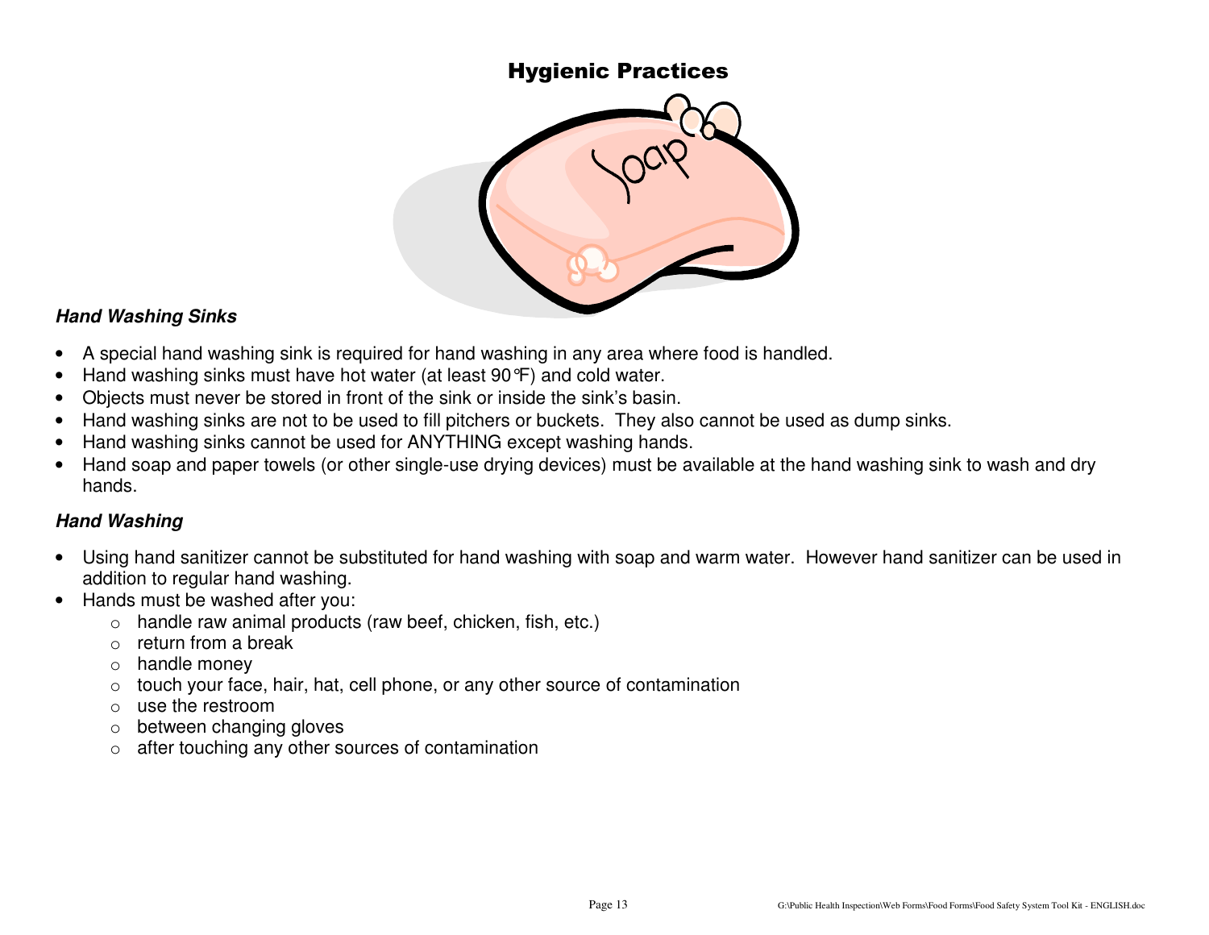# Hygienic Practices

### *Hand Washing Sinks*

- A special hand washing sink is required for hand washing in any area where food is handled.
- Hand washing sinks must have hot water (at least 90°F) and cold water.
- Objects must never be stored in front of the sink or inside the sink's basin.
- Hand washing sinks are not to be used to fill pitchers or buckets. They also cannot be used as dump sinks.
- Hand washing sinks cannot be used for ANYTHING except washing hands.
- Hand soap and paper towels (or other single-use drying devices) must be available at the hand washing sink to wash and dry hands.

### *Hand Washing*

- Using hand sanitizer cannot be substituted for hand washing with soap and warm water. However hand sanitizer can be used in addition to regular hand washing.
- Hands must be washed after you:
    - handle raw animal products (raw beef, chicken, fish, etc.)
    - return from a break
    - handle money
    - touch your face, hair, hat, cell phone, or any other source of contamination
    - use the restroom
    - between changing gloves
    - after touching any other sources of contamination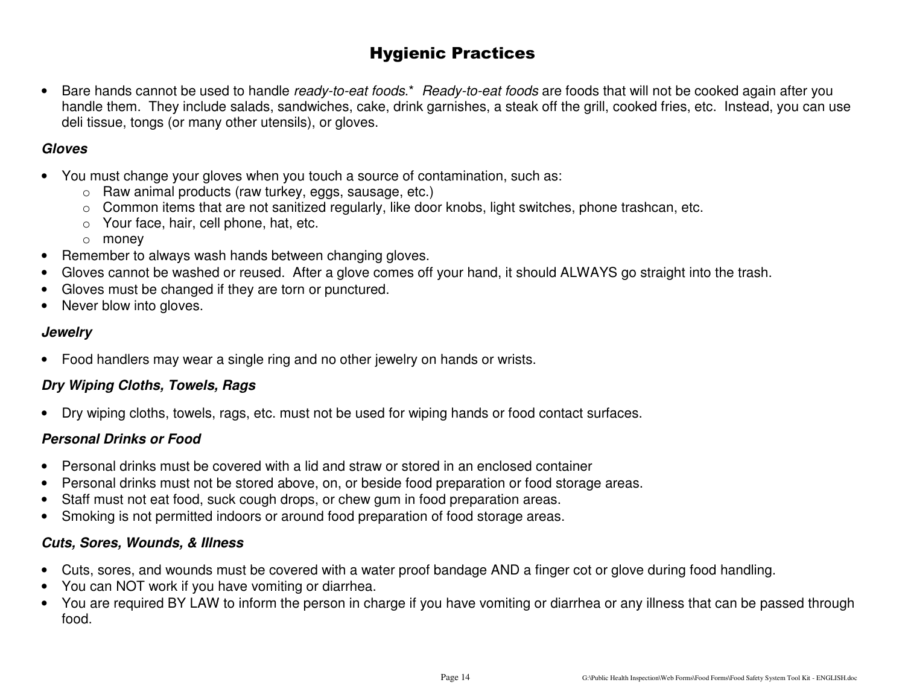# Hygienic Practices

- Bare hands cannot be used to handle *ready-to-eat foods*.* *Ready-to-eat foods* are foods that will not be cooked again after you handle them. They include salads, sandwiches, cake, drink garnishes, a steak off the grill, cooked fries, etc. Instead, you can use deli tissue, tongs (or many other utensils), or gloves.

### *Gloves*

- You must change your gloves when you touch a source of contamination, such as:
  - Raw animal products (raw turkey, eggs, sausage, etc.)
  - Common items that are not sanitized regularly, like door knobs, light switches, phone trashcan, etc.
  - Your face, hair, cell phone, hat, etc.
  - money
- Remember to always wash hands between changing gloves.
- Gloves cannot be washed or reused. After a glove comes off your hand, it should ALWAYS go straight into the trash.
- Gloves must be changed if they are torn or punctured.
- Never blow into gloves.

### *Jewelry*

- Food handlers may wear a single ring and no other jewelry on hands or wrists.

### *Dry Wiping Cloths, Towels, Rags*

- Dry wiping cloths, towels, rags, etc. must not be used for wiping hands or food contact surfaces.

### *Personal Drinks or Food*

- Personal drinks must be covered with a lid and straw or stored in an enclosed container
- Personal drinks must not be stored above, on, or beside food preparation or food storage areas.
- Staff must not eat food, suck cough drops, or chew gum in food preparation areas.
- Smoking is not permitted indoors or around food preparation of food storage areas.

### *Cuts, Sores, Wounds, & Illness*

- Cuts, sores, and wounds must be covered with a water proof bandage AND a finger cot or glove during food handling.
- You can NOT work if you have vomiting or diarrhea.
- You are required BY LAW to inform the person in charge if you have vomiting or diarrhea or any illness that can be passed through food.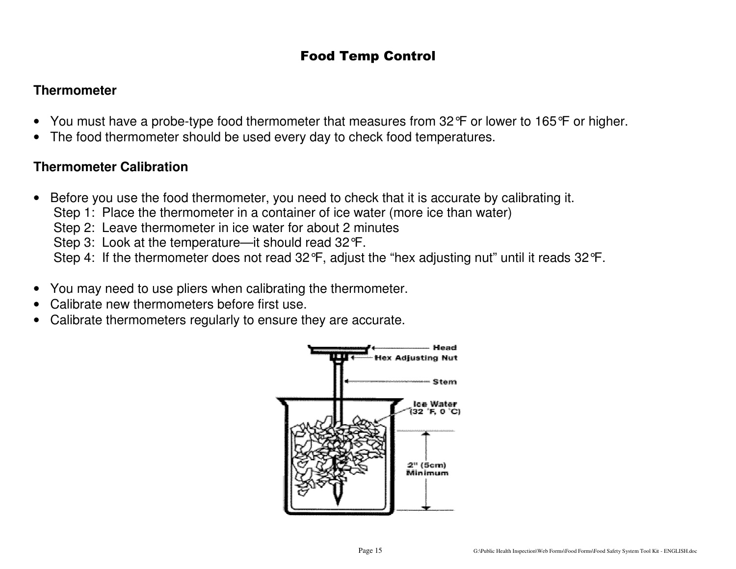# Food Temp Control

## Thermometer

- You must have a probe-type food thermometer that measures from 32°F or lower to 165°F or higher.
- The food thermometer should be used every day to check food temperatures.

## Thermometer Calibration

- Before you use the food thermometer, you need to check that it is accurate by calibrating it.
  Step 1: Place the thermometer in a container of ice water (more ice than water)
  Step 2: Leave thermometer in ice water for about 2 minutes
  Step 3: Look at the temperature—it should read 32°F.
  Step 4: If the thermometer does not read 32°F, adjust the "hex adjusting nut" until it reads 32°F.

- You may need to use pliers when calibrating the thermometer.
- Calibrate new thermometers before first use.
- Calibrate thermometers regularly to ensure they are accurate.

Head
Hex Adjusting Nut
Stem
Ice Water (32 °F, 0 °C)
2" (5cm) Minimum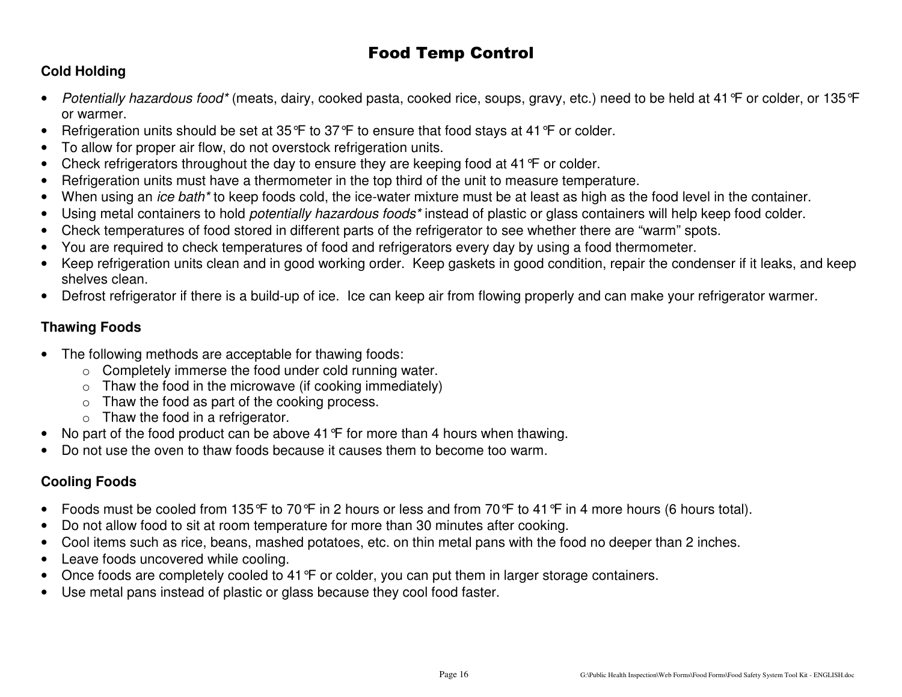# Food Temp Control

## Cold Holding

- *Potentially hazardous food\** (meats, dairy, cooked pasta, cooked rice, soups, gravy, etc.) need to be held at 41°F or colder, or 135°F or warmer.
- Refrigeration units should be set at 35°F to 37°F to ensure that food stays at 41°F or colder.
- To allow for proper air flow, do not overstock refrigeration units.
- Check refrigerators throughout the day to ensure they are keeping food at 41°F or colder.
- Refrigeration units must have a thermometer in the top third of the unit to measure temperature.
- When using an *ice bath\** to keep foods cold, the ice-water mixture must be at least as high as the food level in the container.
- Using metal containers to hold *potentially hazardous foods\** instead of plastic or glass containers will help keep food colder.
- Check temperatures of food stored in different parts of the refrigerator to see whether there are "warm" spots.
- You are required to check temperatures of food and refrigerators every day by using a food thermometer.
- Keep refrigeration units clean and in good working order. Keep gaskets in good condition, repair the condenser if it leaks, and keep shelves clean.
- Defrost refrigerator if there is a build-up of ice. Ice can keep air from flowing properly and can make your refrigerator warmer.

## Thawing Foods

- The following methods are acceptable for thawing foods:
  - Completely immerse the food under cold running water.
  - Thaw the food in the microwave (if cooking immediately)
  - Thaw the food as part of the cooking process.
  - Thaw the food in a refrigerator.
- No part of the food product can be above 41°F for more than 4 hours when thawing.
- Do not use the oven to thaw foods because it causes them to become too warm.

## Cooling Foods

- Foods must be cooled from 135°F to 70°F in 2 hours or less and from 70°F to 41°F in 4 more hours (6 hours total).
- Do not allow food to sit at room temperature for more than 30 minutes after cooking.
- Cool items such as rice, beans, mashed potatoes, etc. on thin metal pans with the food no deeper than 2 inches.
- Leave foods uncovered while cooling.
- Once foods are completely cooled to 41°F or colder, you can put them in larger storage containers.
- Use metal pans instead of plastic or glass because they cool food faster.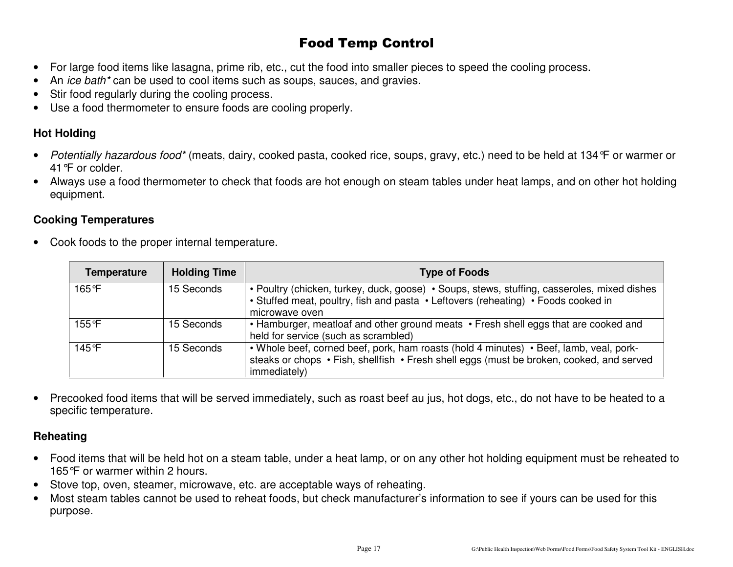# Food Temp Control

- For large food items like lasagna, prime rib, etc., cut the food into smaller pieces to speed the cooling process.
- An *ice bath** can be used to cool items such as soups, sauces, and gravies.
- Stir food regularly during the cooling process.
- Use a food thermometer to ensure foods are cooling properly.

## Hot Holding

- *Potentially hazardous food** (meats, dairy, cooked pasta, cooked rice, soups, gravy, etc.) need to be held at 134°F or warmer or 41°F or colder.
- Always use a food thermometer to check that foods are hot enough on steam tables under heat lamps, and on other hot holding equipment.

## Cooking Temperatures

- Cook foods to the proper internal temperature.

| Temperature | Holding Time | Type of Foods |
|---|---|---|
| 165°F | 15 Seconds | • Poultry (chicken, turkey, duck, goose) • Soups, stews, stuffing, casseroles, mixed dishes • Stuffed meat, poultry, fish and pasta • Leftovers (reheating) • Foods cooked in microwave oven |
| 155°F | 15 Seconds | • Hamburger, meatloaf and other ground meats • Fresh shell eggs that are cooked and held for service (such as scrambled) |
| 145°F | 15 Seconds | • Whole beef, corned beef, pork, ham roasts (hold 4 minutes) • Beef, lamb, veal, pork-steaks or chops • Fish, shellfish • Fresh shell eggs (must be broken, cooked, and served immediately) |

- Precooked food items that will be served immediately, such as roast beef au jus, hot dogs, etc., do not have to be heated to a specific temperature.

## Reheating

- Food items that will be held hot on a steam table, under a heat lamp, or on any other hot holding equipment must be reheated to 165°F or warmer within 2 hours.
- Stove top, oven, steamer, microwave, etc. are acceptable ways of reheating.
- Most steam tables cannot be used to reheat foods, but check manufacturer's information to see if yours can be used for this purpose.